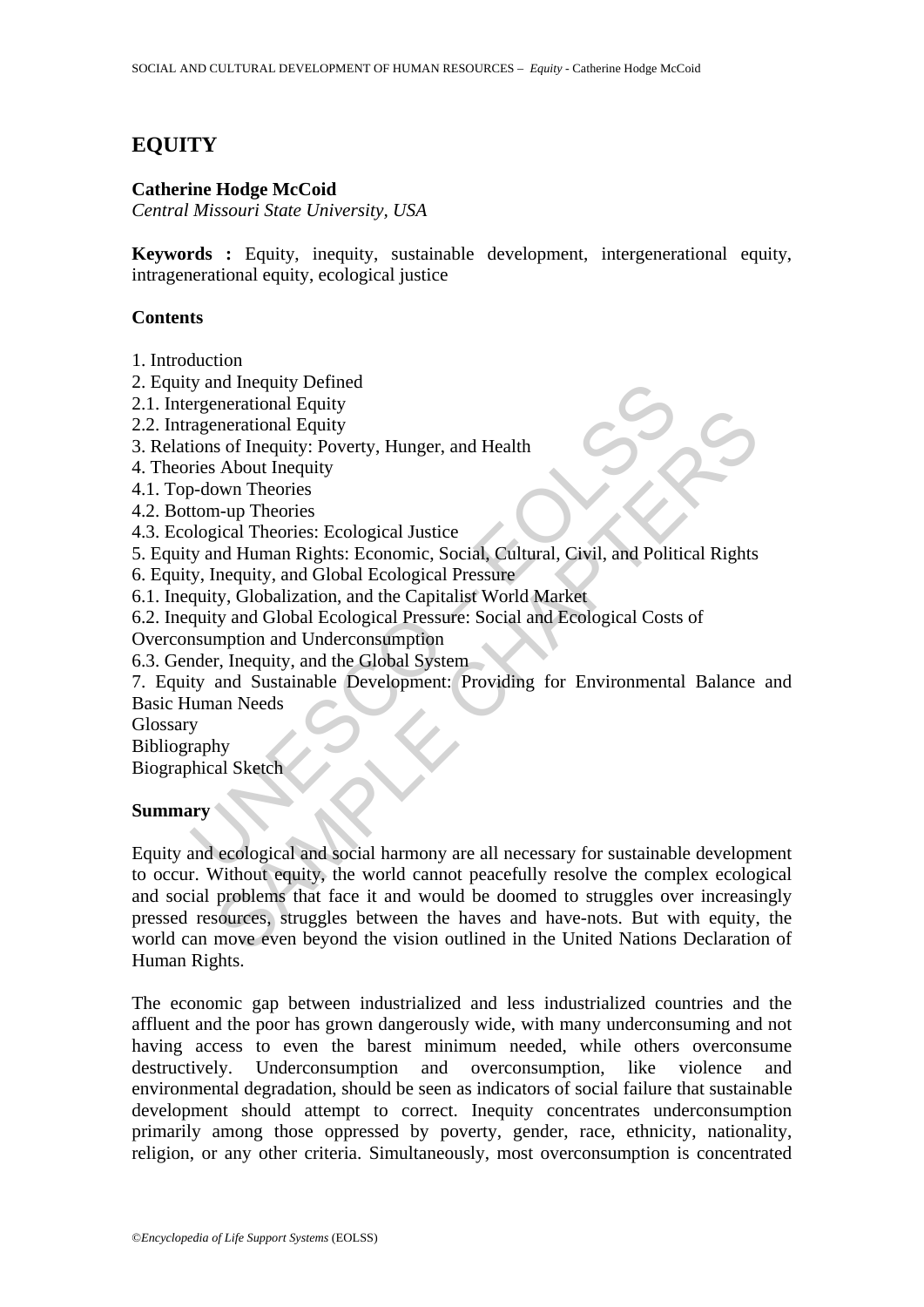# EQUITY

**Catherine Hodge McCoid**

*Central Missouri State University, USA*

**Keywords :** Equity, inequity, sustainable development, intergenerational equity, intragenerational equity, ecological justice

## Contents

1. Introduction
2. Equity and Inequity Defined
2.1. Intergenerational Equity
2.2. Intragenerational Equity
3. Relations of Inequity: Poverty, Hunger, and Health
4. Theories About Inequity
4.1. Top-down Theories
4.2. Bottom-up Theories
4.3. Ecological Theories: Ecological Justice
5. Equity and Human Rights: Economic, Social, Cultural, Civil, and Political Rights
6. Equity, Inequity, and Global Ecological Pressure
6.1. Inequity, Globalization, and the Capitalist World Market
6.2. Inequity and Global Ecological Pressure: Social and Ecological Costs of Overconsumption and Underconsumption
6.3. Gender, Inequity, and the Global System
7. Equity and Sustainable Development: Providing for Environmental Balance and Basic Human Needs

Glossary

Bibliography

Biographical Sketch

## Summary

Equity and ecological and social harmony are all necessary for sustainable development to occur. Without equity, the world cannot peacefully resolve the complex ecological and social problems that face it and would be doomed to struggles over increasingly pressed resources, struggles between the haves and have-nots. But with equity, the world can move even beyond the vision outlined in the United Nations Declaration of Human Rights.

The economic gap between industrialized and less industrialized countries and the affluent and the poor has grown dangerously wide, with many underconsuming and not having access to even the barest minimum needed, while others overconsume destructively. Underconsumption and overconsumption, like violence and environmental degradation, should be seen as indicators of social failure that sustainable development should attempt to correct. Inequity concentrates underconsumption primarily among those oppressed by poverty, gender, race, ethnicity, nationality, religion, or any other criteria. Simultaneously, most overconsumption is concentrated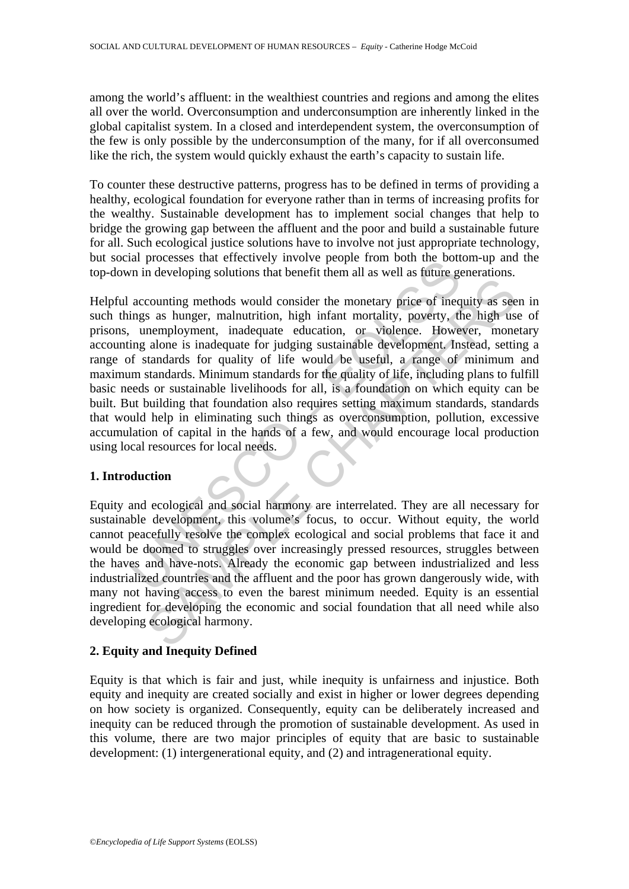among the world's affluent: in the wealthiest countries and regions and among the elites all over the world. Overconsumption and underconsumption are inherently linked in the global capitalist system. In a closed and interdependent system, the overconsumption of the few is only possible by the underconsumption of the many, for if all overconsumed like the rich, the system would quickly exhaust the earth's capacity to sustain life.

To counter these destructive patterns, progress has to be defined in terms of providing a healthy, ecological foundation for everyone rather than in terms of increasing profits for the wealthy. Sustainable development has to implement social changes that help to bridge the growing gap between the affluent and the poor and build a sustainable future for all. Such ecological justice solutions have to involve not just appropriate technology, but social processes that effectively involve people from both the bottom-up and the top-down in developing solutions that benefit them all as well as future generations.

Helpful accounting methods would consider the monetary price of inequity as seen in such things as hunger, malnutrition, high infant mortality, poverty, the high use of prisons, unemployment, inadequate education, or violence. However, monetary accounting alone is inadequate for judging sustainable development. Instead, setting a range of standards for quality of life would be useful, a range of minimum and maximum standards. Minimum standards for the quality of life, including plans to fulfill basic needs or sustainable livelihoods for all, is a foundation on which equity can be built. But building that foundation also requires setting maximum standards, standards that would help in eliminating such things as overconsumption, pollution, excessive accumulation of capital in the hands of a few, and would encourage local production using local resources for local needs.

## 1. Introduction

Equity and ecological and social harmony are interrelated. They are all necessary for sustainable development, this volume's focus, to occur. Without equity, the world cannot peacefully resolve the complex ecological and social problems that face it and would be doomed to struggles over increasingly pressed resources, struggles between the haves and have-nots. Already the economic gap between industrialized and less industrialized countries and the affluent and the poor has grown dangerously wide, with many not having access to even the barest minimum needed. Equity is an essential ingredient for developing the economic and social foundation that all need while also developing ecological harmony.

## 2. Equity and Inequity Defined

Equity is that which is fair and just, while inequity is unfairness and injustice. Both equity and inequity are created socially and exist in higher or lower degrees depending on how society is organized. Consequently, equity can be deliberately increased and inequity can be reduced through the promotion of sustainable development. As used in this volume, there are two major principles of equity that are basic to sustainable development: (1) intergenerational equity, and (2) and intragenerational equity.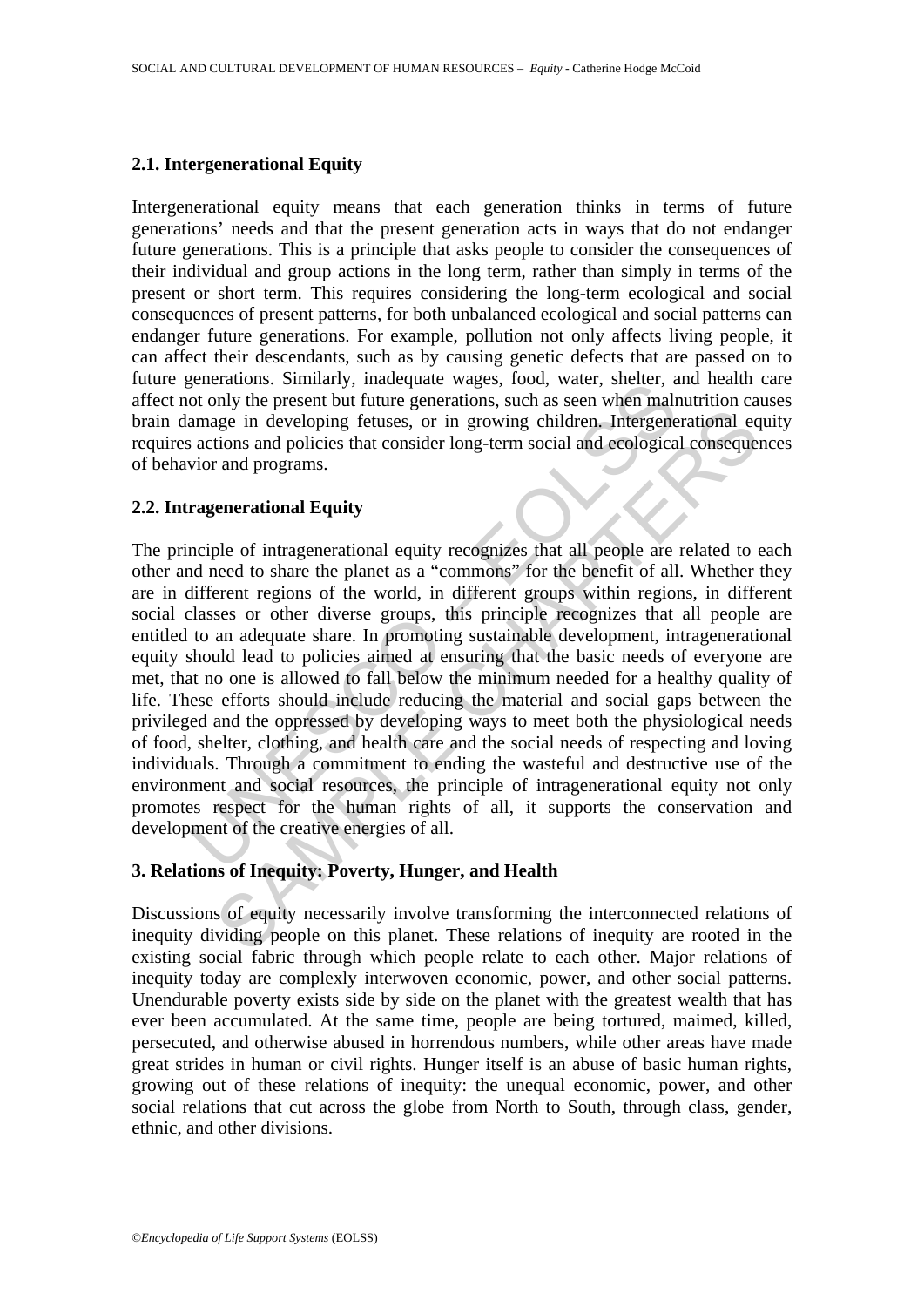## 2.1. Intergenerational Equity

Intergenerational equity means that each generation thinks in terms of future generations' needs and that the present generation acts in ways that do not endanger future generations. This is a principle that asks people to consider the consequences of their individual and group actions in the long term, rather than simply in terms of the present or short term. This requires considering the long-term ecological and social consequences of present patterns, for both unbalanced ecological and social patterns can endanger future generations. For example, pollution not only affects living people, it can affect their descendants, such as by causing genetic defects that are passed on to future generations. Similarly, inadequate wages, food, water, shelter, and health care affect not only the present but future generations, such as seen when malnutrition causes brain damage in developing fetuses, or in growing children. Intergenerational equity requires actions and policies that consider long-term social and ecological consequences of behavior and programs.

## 2.2. Intragenerational Equity

The principle of intragenerational equity recognizes that all people are related to each other and need to share the planet as a "commons" for the benefit of all. Whether they are in different regions of the world, in different groups within regions, in different social classes or other diverse groups, this principle recognizes that all people are entitled to an adequate share. In promoting sustainable development, intragenerational equity should lead to policies aimed at ensuring that the basic needs of everyone are met, that no one is allowed to fall below the minimum needed for a healthy quality of life. These efforts should include reducing the material and social gaps between the privileged and the oppressed by developing ways to meet both the physiological needs of food, shelter, clothing, and health care and the social needs of respecting and loving individuals. Through a commitment to ending the wasteful and destructive use of the environment and social resources, the principle of intragenerational equity not only promotes respect for the human rights of all, it supports the conservation and development of the creative energies of all.

# 3. Relations of Inequity: Poverty, Hunger, and Health

Discussions of equity necessarily involve transforming the interconnected relations of inequity dividing people on this planet. These relations of inequity are rooted in the existing social fabric through which people relate to each other. Major relations of inequity today are complexly interwoven economic, power, and other social patterns. Unendurable poverty exists side by side on the planet with the greatest wealth that has ever been accumulated. At the same time, people are being tortured, maimed, killed, persecuted, and otherwise abused in horrendous numbers, while other areas have made great strides in human or civil rights. Hunger itself is an abuse of basic human rights, growing out of these relations of inequity: the unequal economic, power, and other social relations that cut across the globe from North to South, through class, gender, ethnic, and other divisions.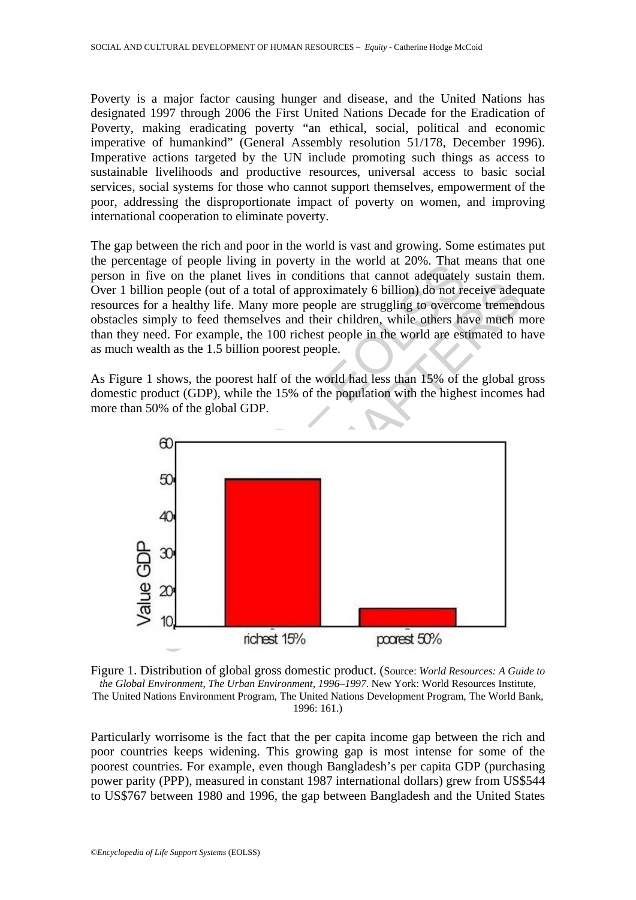Poverty is a major factor causing hunger and disease, and the United Nations has designated 1997 through 2006 the First United Nations Decade for the Eradication of Poverty, making eradicating poverty "an ethical, social, political and economic imperative of humankind" (General Assembly resolution 51/178, December 1996). Imperative actions targeted by the UN include promoting such things as access to sustainable livelihoods and productive resources, universal access to basic social services, social systems for those who cannot support themselves, empowerment of the poor, addressing the disproportionate impact of poverty on women, and improving international cooperation to eliminate poverty.

The gap between the rich and poor in the world is vast and growing. Some estimates put the percentage of people living in poverty in the world at 20%. That means that one person in five on the planet lives in conditions that cannot adequately sustain them. Over 1 billion people (out of a total of approximately 6 billion) do not receive adequate resources for a healthy life. Many more people are struggling to overcome tremendous obstacles simply to feed themselves and their children, while others have much more than they need. For example, the 100 richest people in the world are estimated to have as much wealth as the 1.5 billion poorest people.

As Figure 1 shows, the poorest half of the world had less than 15% of the global gross domestic product (GDP), while the 15% of the population with the highest incomes had more than 50% of the global GDP.

Figure 1. Distribution of global gross domestic product. (Source: *World Resources: A Guide to the Global Environment, The Urban Environment, 1996–1997*. New York: World Resources Institute, The United Nations Environment Program, The United Nations Development Program, The World Bank, 1996: 161.)

Particularly worrisome is the fact that the per capita income gap between the rich and poor countries keeps widening. This growing gap is most intense for some of the poorest countries. For example, even though Bangladesh's per capita GDP (purchasing power parity (PPP), measured in constant 1987 international dollars) grew from US$544 to US$767 between 1980 and 1996, the gap between Bangladesh and the United States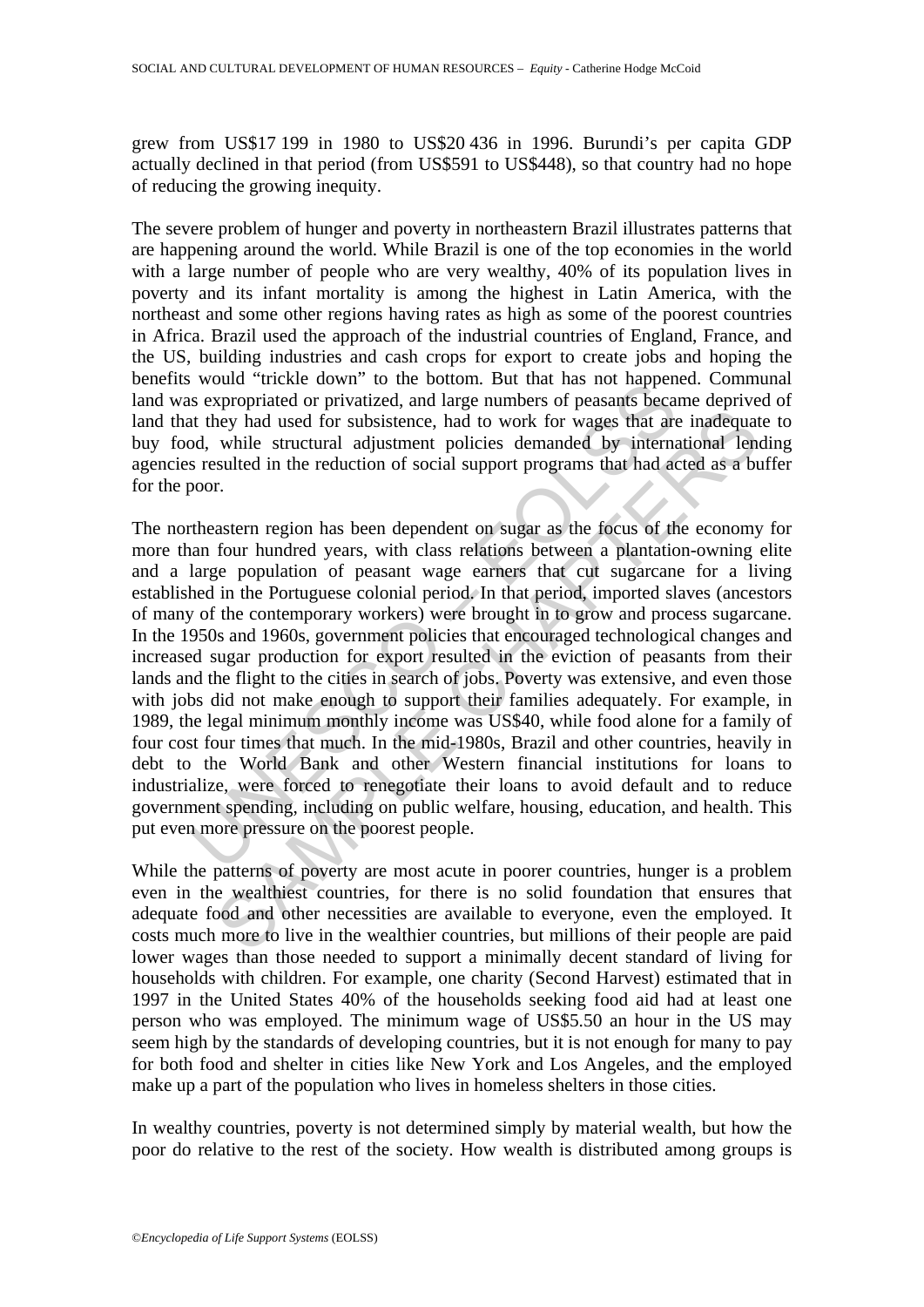grew from US$17 199 in 1980 to US$20 436 in 1996. Burundi's per capita GDP actually declined in that period (from US$591 to US$448), so that country had no hope of reducing the growing inequity.

The severe problem of hunger and poverty in northeastern Brazil illustrates patterns that are happening around the world. While Brazil is one of the top economies in the world with a large number of people who are very wealthy, 40% of its population lives in poverty and its infant mortality is among the highest in Latin America, with the northeast and some other regions having rates as high as some of the poorest countries in Africa. Brazil used the approach of the industrial countries of England, France, and the US, building industries and cash crops for export to create jobs and hoping the benefits would "trickle down" to the bottom. But that has not happened. Communal land was expropriated or privatized, and large numbers of peasants became deprived of land that they had used for subsistence, had to work for wages that are inadequate to buy food, while structural adjustment policies demanded by international lending agencies resulted in the reduction of social support programs that had acted as a buffer for the poor.

The northeastern region has been dependent on sugar as the focus of the economy for more than four hundred years, with class relations between a plantation-owning elite and a large population of peasant wage earners that cut sugarcane for a living established in the Portuguese colonial period. In that period, imported slaves (ancestors of many of the contemporary workers) were brought in to grow and process sugarcane. In the 1950s and 1960s, government policies that encouraged technological changes and increased sugar production for export resulted in the eviction of peasants from their lands and the flight to the cities in search of jobs. Poverty was extensive, and even those with jobs did not make enough to support their families adequately. For example, in 1989, the legal minimum monthly income was US$40, while food alone for a family of four cost four times that much. In the mid-1980s, Brazil and other countries, heavily in debt to the World Bank and other Western financial institutions for loans to industrialize, were forced to renegotiate their loans to avoid default and to reduce government spending, including on public welfare, housing, education, and health. This put even more pressure on the poorest people.

While the patterns of poverty are most acute in poorer countries, hunger is a problem even in the wealthiest countries, for there is no solid foundation that ensures that adequate food and other necessities are available to everyone, even the employed. It costs much more to live in the wealthier countries, but millions of their people are paid lower wages than those needed to support a minimally decent standard of living for households with children. For example, one charity (Second Harvest) estimated that in 1997 in the United States 40% of the households seeking food aid had at least one person who was employed. The minimum wage of US$5.50 an hour in the US may seem high by the standards of developing countries, but it is not enough for many to pay for both food and shelter in cities like New York and Los Angeles, and the employed make up a part of the population who lives in homeless shelters in those cities.

In wealthy countries, poverty is not determined simply by material wealth, but how the poor do relative to the rest of the society. How wealth is distributed among groups is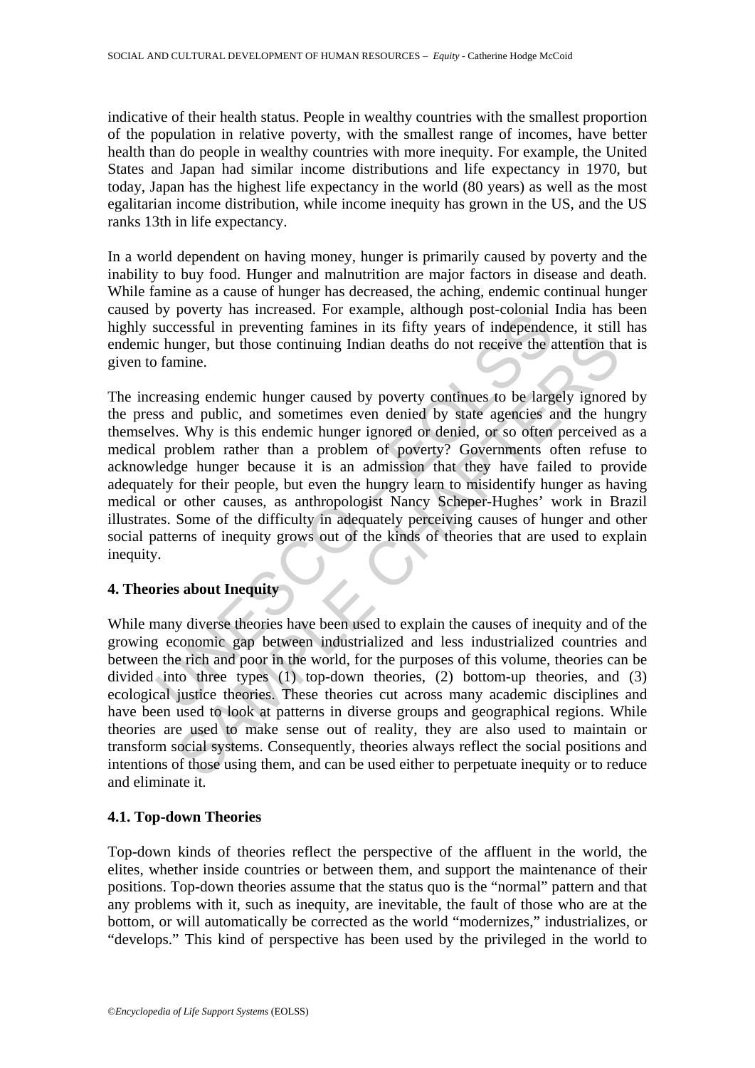indicative of their health status. People in wealthy countries with the smallest proportion of the population in relative poverty, with the smallest range of incomes, have better health than do people in wealthy countries with more inequity. For example, the United States and Japan had similar income distributions and life expectancy in 1970, but today, Japan has the highest life expectancy in the world (80 years) as well as the most egalitarian income distribution, while income inequity has grown in the US, and the US ranks 13th in life expectancy.

In a world dependent on having money, hunger is primarily caused by poverty and the inability to buy food. Hunger and malnutrition are major factors in disease and death. While famine as a cause of hunger has decreased, the aching, endemic continual hunger caused by poverty has increased. For example, although post-colonial India has been highly successful in preventing famines in its fifty years of independence, it still has endemic hunger, but those continuing Indian deaths do not receive the attention that is given to famine.

The increasing endemic hunger caused by poverty continues to be largely ignored by the press and public, and sometimes even denied by state agencies and the hungry themselves. Why is this endemic hunger ignored or denied, or so often perceived as a medical problem rather than a problem of poverty? Governments often refuse to acknowledge hunger because it is an admission that they have failed to provide adequately for their people, but even the hungry learn to misidentify hunger as having medical or other causes, as anthropologist Nancy Scheper-Hughes' work in Brazil illustrates. Some of the difficulty in adequately perceiving causes of hunger and other social patterns of inequity grows out of the kinds of theories that are used to explain inequity.

## 4. Theories about Inequity

While many diverse theories have been used to explain the causes of inequity and of the growing economic gap between industrialized and less industrialized countries and between the rich and poor in the world, for the purposes of this volume, theories can be divided into three types (1) top-down theories, (2) bottom-up theories, and (3) ecological justice theories. These theories cut across many academic disciplines and have been used to look at patterns in diverse groups and geographical regions. While theories are used to make sense out of reality, they are also used to maintain or transform social systems. Consequently, theories always reflect the social positions and intentions of those using them, and can be used either to perpetuate inequity or to reduce and eliminate it.

### 4.1. Top-down Theories

Top-down kinds of theories reflect the perspective of the affluent in the world, the elites, whether inside countries or between them, and support the maintenance of their positions. Top-down theories assume that the status quo is the "normal" pattern and that any problems with it, such as inequity, are inevitable, the fault of those who are at the bottom, or will automatically be corrected as the world "modernizes," industrializes, or "develops." This kind of perspective has been used by the privileged in the world to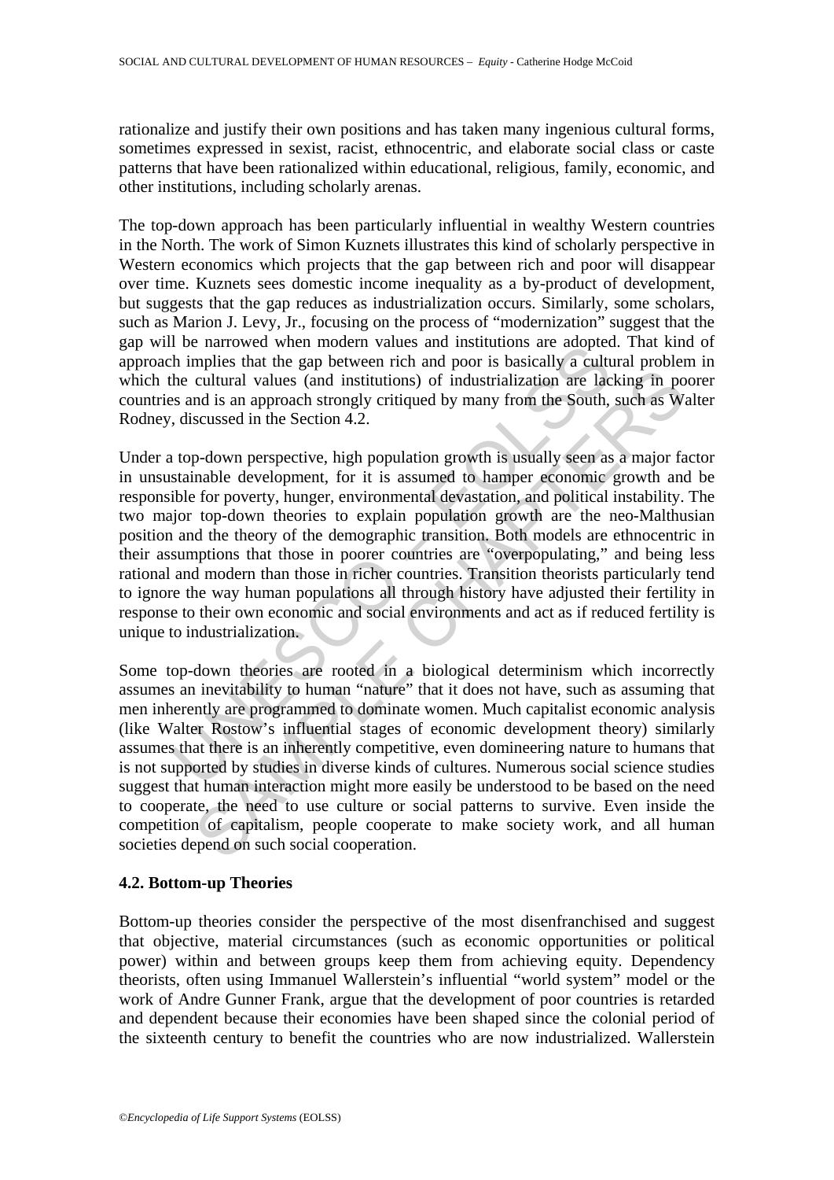rationalize and justify their own positions and has taken many ingenious cultural forms, sometimes expressed in sexist, racist, ethnocentric, and elaborate social class or caste patterns that have been rationalized within educational, religious, family, economic, and other institutions, including scholarly arenas.

The top-down approach has been particularly influential in wealthy Western countries in the North. The work of Simon Kuznets illustrates this kind of scholarly perspective in Western economics which projects that the gap between rich and poor will disappear over time. Kuznets sees domestic income inequality as a by-product of development, but suggests that the gap reduces as industrialization occurs. Similarly, some scholars, such as Marion J. Levy, Jr., focusing on the process of "modernization" suggest that the gap will be narrowed when modern values and institutions are adopted. That kind of approach implies that the gap between rich and poor is basically a cultural problem in which the cultural values (and institutions) of industrialization are lacking in poorer countries and is an approach strongly critiqued by many from the South, such as Walter Rodney, discussed in the Section 4.2.

Under a top-down perspective, high population growth is usually seen as a major factor in unsustainable development, for it is assumed to hamper economic growth and be responsible for poverty, hunger, environmental devastation, and political instability. The two major top-down theories to explain population growth are the neo-Malthusian position and the theory of the demographic transition. Both models are ethnocentric in their assumptions that those in poorer countries are "overpopulating," and being less rational and modern than those in richer countries. Transition theorists particularly tend to ignore the way human populations all through history have adjusted their fertility in response to their own economic and social environments and act as if reduced fertility is unique to industrialization.

Some top-down theories are rooted in a biological determinism which incorrectly assumes an inevitability to human "nature" that it does not have, such as assuming that men inherently are programmed to dominate women. Much capitalist economic analysis (like Walter Rostow's influential stages of economic development theory) similarly assumes that there is an inherently competitive, even domineering nature to humans that is not supported by studies in diverse kinds of cultures. Numerous social science studies suggest that human interaction might more easily be understood to be based on the need to cooperate, the need to use culture or social patterns to survive. Even inside the competition of capitalism, people cooperate to make society work, and all human societies depend on such social cooperation.

### 4.2. Bottom-up Theories

Bottom-up theories consider the perspective of the most disenfranchised and suggest that objective, material circumstances (such as economic opportunities or political power) within and between groups keep them from achieving equity. Dependency theorists, often using Immanuel Wallerstein's influential "world system" model or the work of Andre Gunner Frank, argue that the development of poor countries is retarded and dependent because their economies have been shaped since the colonial period of the sixteenth century to benefit the countries who are now industrialized. Wallerstein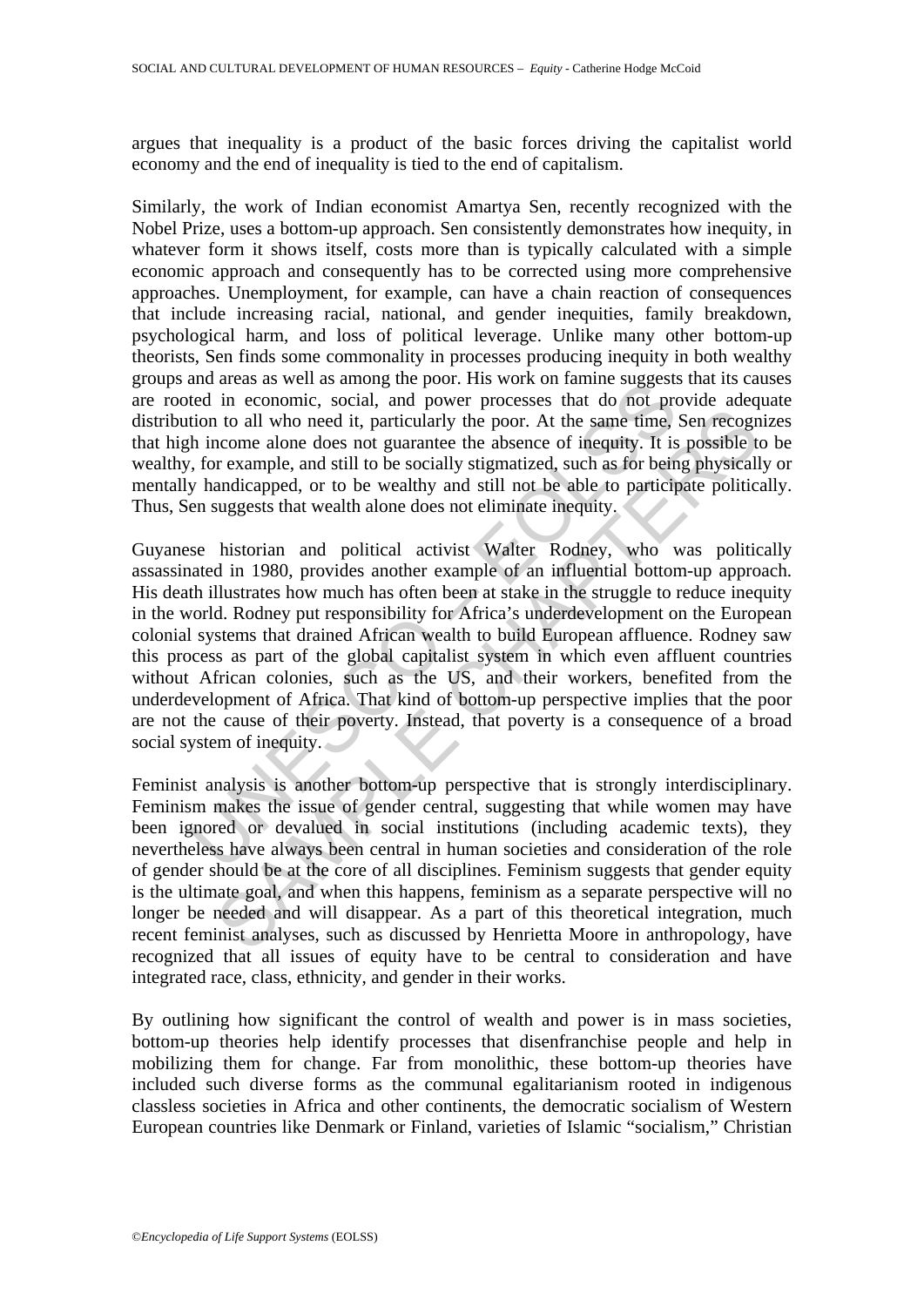argues that inequality is a product of the basic forces driving the capitalist world economy and the end of inequality is tied to the end of capitalism.

Similarly, the work of Indian economist Amartya Sen, recently recognized with the Nobel Prize, uses a bottom-up approach. Sen consistently demonstrates how inequity, in whatever form it shows itself, costs more than is typically calculated with a simple economic approach and consequently has to be corrected using more comprehensive approaches. Unemployment, for example, can have a chain reaction of consequences that include increasing racial, national, and gender inequities, family breakdown, psychological harm, and loss of political leverage. Unlike many other bottom-up theorists, Sen finds some commonality in processes producing inequity in both wealthy groups and areas as well as among the poor. His work on famine suggests that its causes are rooted in economic, social, and power processes that do not provide adequate distribution to all who need it, particularly the poor. At the same time, Sen recognizes that high income alone does not guarantee the absence of inequity. It is possible to be wealthy, for example, and still to be socially stigmatized, such as for being physically or mentally handicapped, or to be wealthy and still not be able to participate politically. Thus, Sen suggests that wealth alone does not eliminate inequity.

Guyanese historian and political activist Walter Rodney, who was politically assassinated in 1980, provides another example of an influential bottom-up approach. His death illustrates how much has often been at stake in the struggle to reduce inequity in the world. Rodney put responsibility for Africa's underdevelopment on the European colonial systems that drained African wealth to build European affluence. Rodney saw this process as part of the global capitalist system in which even affluent countries without African colonies, such as the US, and their workers, benefited from the underdevelopment of Africa. That kind of bottom-up perspective implies that the poor are not the cause of their poverty. Instead, that poverty is a consequence of a broad social system of inequity.

Feminist analysis is another bottom-up perspective that is strongly interdisciplinary. Feminism makes the issue of gender central, suggesting that while women may have been ignored or devalued in social institutions (including academic texts), they nevertheless have always been central in human societies and consideration of the role of gender should be at the core of all disciplines. Feminism suggests that gender equity is the ultimate goal, and when this happens, feminism as a separate perspective will no longer be needed and will disappear. As a part of this theoretical integration, much recent feminist analyses, such as discussed by Henrietta Moore in anthropology, have recognized that all issues of equity have to be central to consideration and have integrated race, class, ethnicity, and gender in their works.

By outlining how significant the control of wealth and power is in mass societies, bottom-up theories help identify processes that disenfranchise people and help in mobilizing them for change. Far from monolithic, these bottom-up theories have included such diverse forms as the communal egalitarianism rooted in indigenous classless societies in Africa and other continents, the democratic socialism of Western European countries like Denmark or Finland, varieties of Islamic "socialism," Christian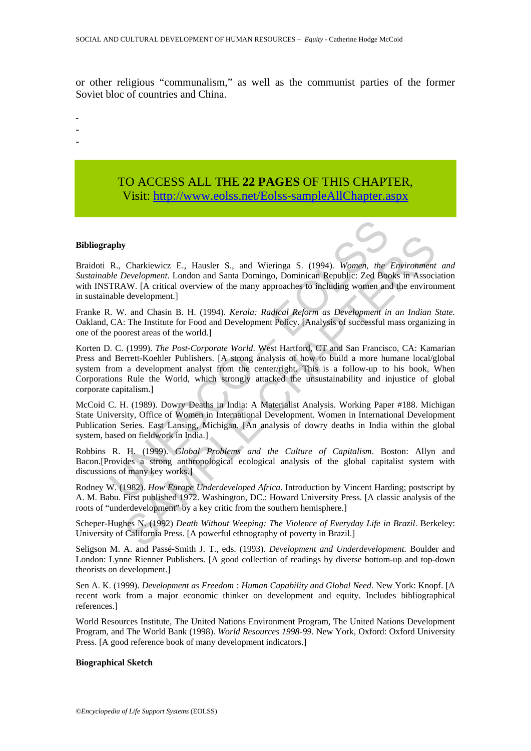or other religious "communalism," as well as the communist parties of the former Soviet bloc of countries and China.

-
-
-

TO ACCESS ALL THE **22 PAGES** OF THIS CHAPTER,
Visit: http://www.eolss.net/Eolss-sampleAllChapter.aspx

**Bibliography**

Braidoti R., Charkiewicz E., Hausler S., and Wieringa S. (1994). *Women, the Environment and Sustainable Development*. London and Santa Domingo, Dominican Republic: Zed Books in Association with INSTRAW. [A critical overview of the many approaches to including women and the environment in sustainable development.]

Franke R. W. and Chasin B. H. (1994). *Kerala: Radical Reform as Development in an Indian State*. Oakland, CA: The Institute for Food and Development Policy. [Analysis of successful mass organizing in one of the poorest areas of the world.]

Korten D. C. (1999). *The Post-Corporate World*. West Hartford, CT and San Francisco, CA: Kamarian Press and Berrett-Koehler Publishers. [A strong analysis of how to build a more humane local/global system from a development analyst from the center/right. This is a follow-up to his book, When Corporations Rule the World, which strongly attacked the unsustainability and injustice of global corporate capitalism.]

McCoid C. H. (1989). Dowry Deaths in India: A Materialist Analysis. Working Paper #188. Michigan State University, Office of Women in International Development. Women in International Development Publication Series. East Lansing, Michigan. [An analysis of dowry deaths in India within the global system, based on fieldwork in India.]

Robbins R. H. (1999). *Global Problems and the Culture of Capitalism*. Boston: Allyn and Bacon.[Provides a strong anthropological ecological analysis of the global capitalist system with discussions of many key works.]

Rodney W. (1982). *How Europe Underdeveloped Africa*. Introduction by Vincent Harding; postscript by A. M. Babu. First published 1972. Washington, DC.: Howard University Press. [A classic analysis of the roots of "underdevelopment" by a key critic from the southern hemisphere.]

Scheper-Hughes N. (1992) *Death Without Weeping: The Violence of Everyday Life in Brazil*. Berkeley: University of California Press. [A powerful ethnography of poverty in Brazil.]

Seligson M. A. and Passé-Smith J. T., eds. (1993). *Development and Underdevelopment*. Boulder and London: Lynne Rienner Publishers. [A good collection of readings by diverse bottom-up and top-down theorists on development.]

Sen A. K. (1999). *Development as Freedom : Human Capability and Global Need*. New York: Knopf. [A recent work from a major economic thinker on development and equity. Includes bibliographical references.]

World Resources Institute, The United Nations Environment Program, The United Nations Development Program, and The World Bank (1998). *World Resources 1998-99*. New York, Oxford: Oxford University Press. [A good reference book of many development indicators.]

**Biographical Sketch**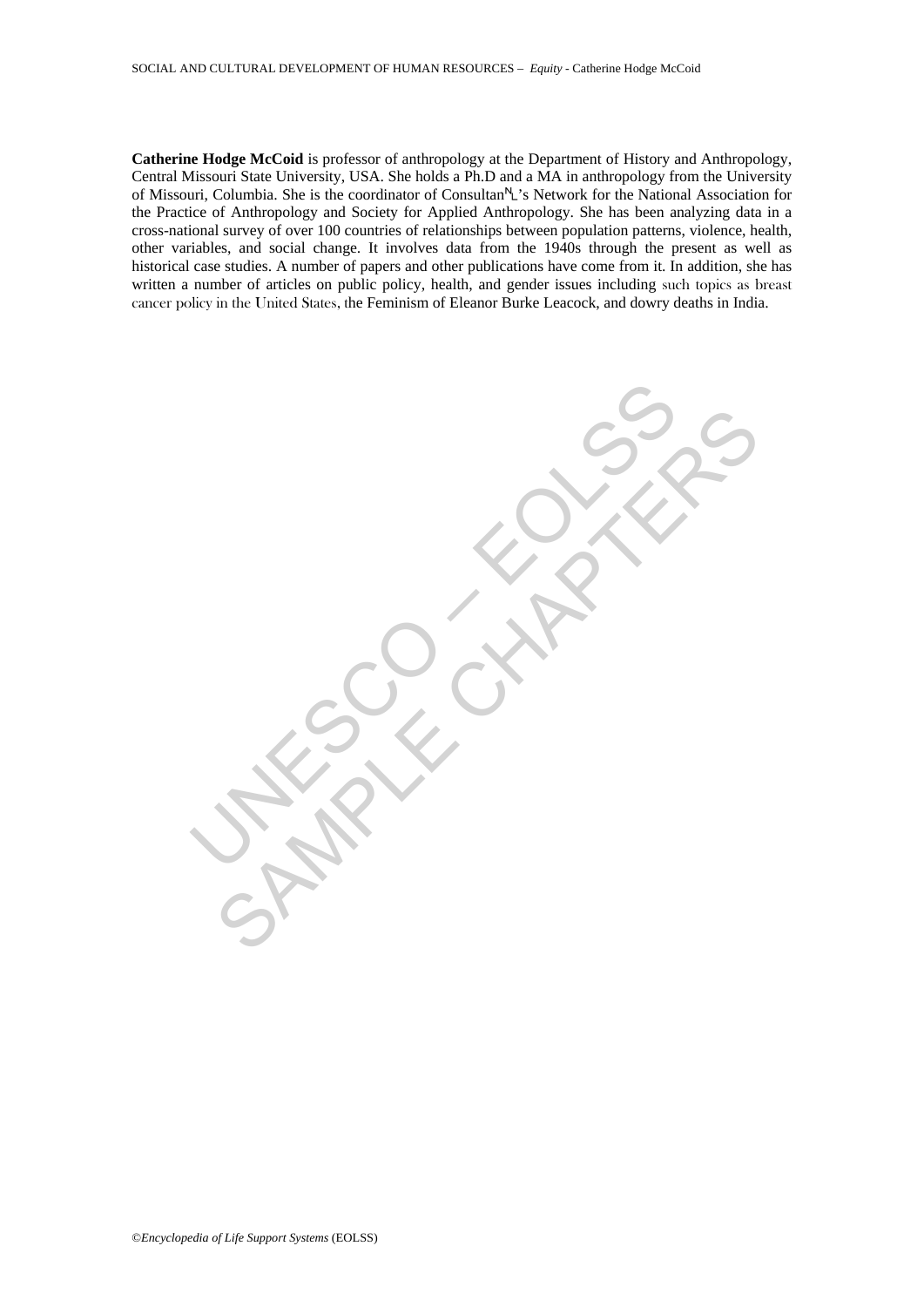**Catherine Hodge McCoid** is professor of anthropology at the Department of History and Anthropology, Central Missouri State University, USA. She holds a Ph.D and a MA in anthropology from the University of Missouri, Columbia. She is the coordinator of ConsultanᴺL's Network for the National Association for the Practice of Anthropology and Society for Applied Anthropology. She has been analyzing data in a cross-national survey of over 100 countries of relationships between population patterns, violence, health, other variables, and social change. It involves data from the 1940s through the present as well as historical case studies. A number of papers and other publications have come from it. In addition, she has written a number of articles on public policy, health, and gender issues including such topics as breast cancer policy in the United States, the Feminism of Eleanor Burke Leacock, and dowry deaths in India.